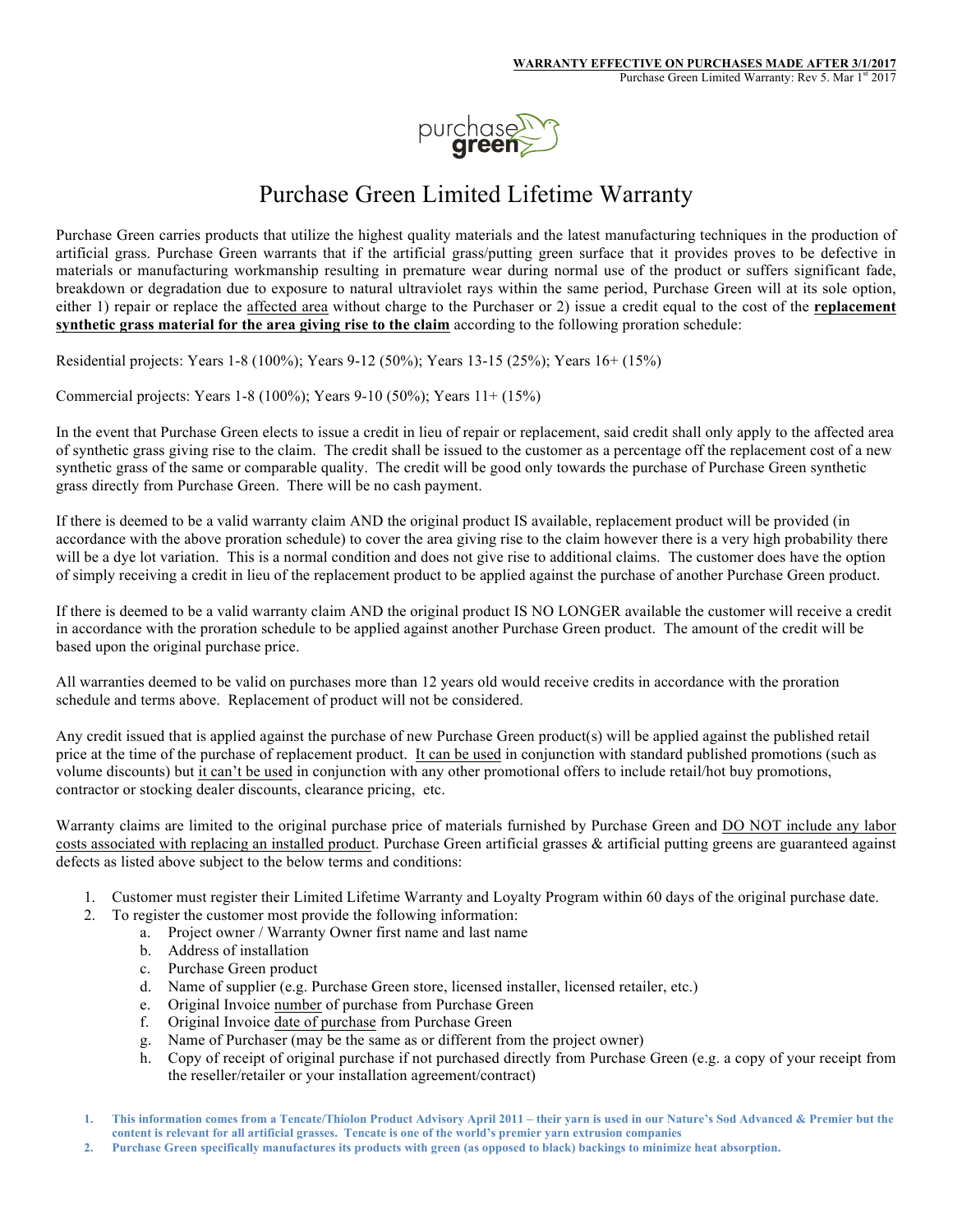**WARRANTY EFFECTIVE ON PURCHASES MADE AFTER 3/1/2017**

Purchase Green Limited Warranty: Rev 5. Mar 1st 2017

# Purchase Green Limited Lifetime Warranty

Purchase Green carries products that utilize the highest quality materials and the latest manufacturing techniques in the production of artificial grass. Purchase Green warrants that if the artificial grass/putting green surface that it provides proves to be defective in materials or manufacturing workmanship resulting in premature wear during normal use of the product or suffers significant fade, breakdown or degradation due to exposure to natural ultraviolet rays within the same period, Purchase Green will at its sole option, either 1) repair or replace the affected area without charge to the Purchaser or 2) issue a credit equal to the cost of the **replacement synthetic grass material for the area giving rise to the claim** according to the following proration schedule:

Residential projects: Years 1-8 (100%); Years 9-12 (50%); Years 13-15 (25%); Years 16+ (15%)

Commercial projects: Years 1-8 (100%); Years 9-10 (50%); Years 11+ (15%)

In the event that Purchase Green elects to issue a credit in lieu of repair or replacement, said credit shall only apply to the affected area of synthetic grass giving rise to the claim. The credit shall be issued to the customer as a percentage off the replacement cost of a new synthetic grass of the same or comparable quality. The credit will be good only towards the purchase of Purchase Green synthetic grass directly from Purchase Green. There will be no cash payment.

If there is deemed to be a valid warranty claim AND the original product IS available, replacement product will be provided (in accordance with the above proration schedule) to cover the area giving rise to the claim however there is a very high probability there will be a dye lot variation. This is a normal condition and does not give rise to additional claims. The customer does have the option of simply receiving a credit in lieu of the replacement product to be applied against the purchase of another Purchase Green product.

If there is deemed to be a valid warranty claim AND the original product IS NO LONGER available the customer will receive a credit in accordance with the proration schedule to be applied against another Purchase Green product. The amount of the credit will be based upon the original purchase price.

All warranties deemed to be valid on purchases more than 12 years old would receive credits in accordance with the proration schedule and terms above. Replacement of product will not be considered.

Any credit issued that is applied against the purchase of new Purchase Green product(s) will be applied against the published retail price at the time of the purchase of replacement product. It can be used in conjunction with standard published promotions (such as volume discounts) but it can't be used in conjunction with any other promotional offers to include retail/hot buy promotions, contractor or stocking dealer discounts, clearance pricing, etc.

Warranty claims are limited to the original purchase price of materials furnished by Purchase Green and DO NOT include any labor costs associated with replacing an installed product. Purchase Green artificial grasses & artificial putting greens are guaranteed against defects as listed above subject to the below terms and conditions:

1. Customer must register their Limited Lifetime Warranty and Loyalty Program within 60 days of the original purchase date.
2. To register the customer most provide the following information:
   a. Project owner / Warranty Owner first name and last name
   b. Address of installation
   c. Purchase Green product
   d. Name of supplier (e.g. Purchase Green store, licensed installer, licensed retailer, etc.)
   e. Original Invoice number of purchase from Purchase Green
   f. Original Invoice date of purchase from Purchase Green
   g. Name of Purchaser (may be the same as or different from the project owner)
   h. Copy of receipt of original purchase if not purchased directly from Purchase Green (e.g. a copy of your receipt from the reseller/retailer or your installation agreement/contract)

1. **This information comes from a Tencate/Thiolon Product Advisory April 2011 – their yarn is used in our Nature's Sod Advanced & Premier but the content is relevant for all artificial grasses. Tencate is one of the world's premier yarn extrusion companies**
2. **Purchase Green specifically manufactures its products with green (as opposed to black) backings to minimize heat absorption.**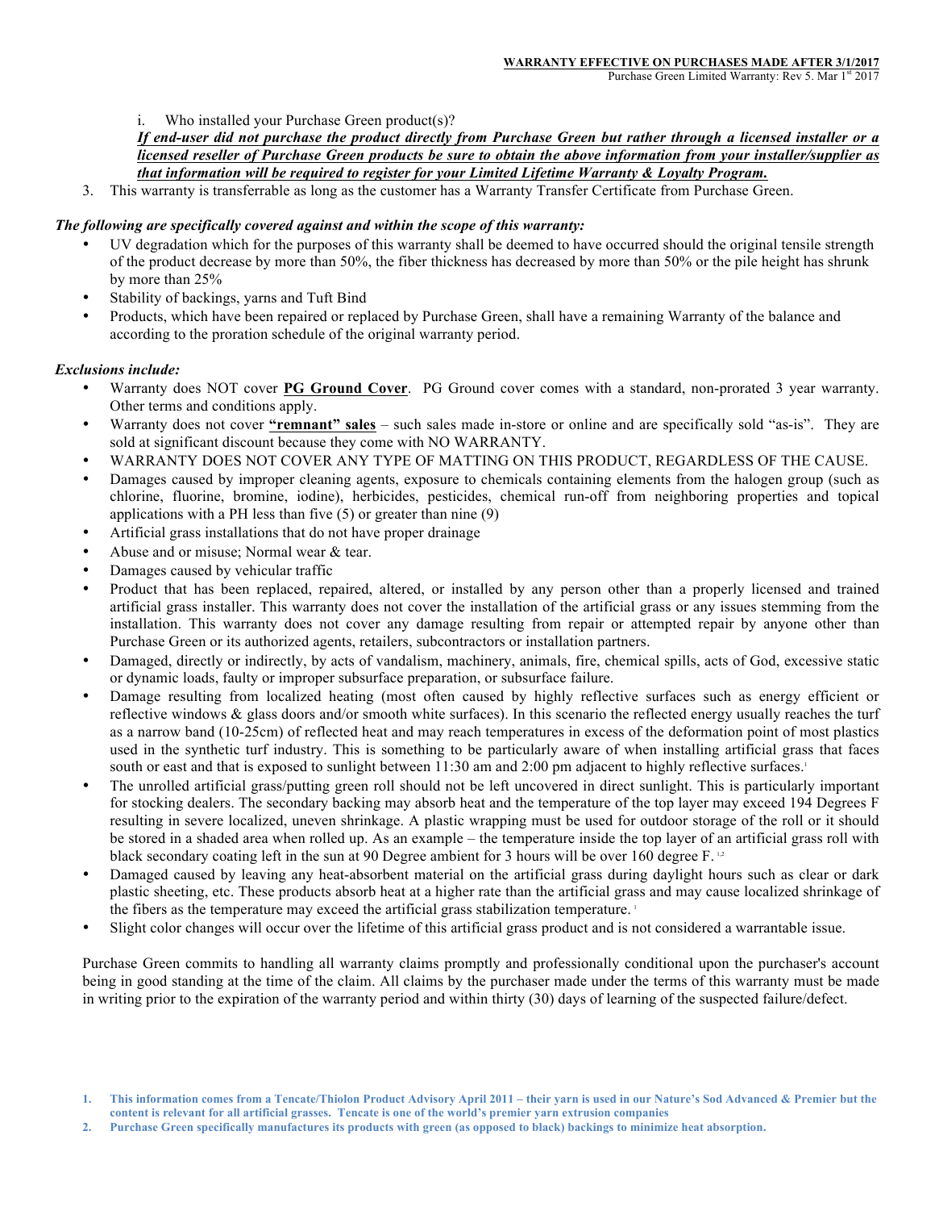i. Who installed your Purchase Green product(s)?

***If end-user did not purchase the product directly from Purchase Green but rather through a licensed installer or a licensed reseller of Purchase Green products be sure to obtain the above information from your installer/supplier as that information will be required to register for your Limited Lifetime Warranty & Loyalty Program.***

3. This warranty is transferrable as long as the customer has a Warranty Transfer Certificate from Purchase Green.

***The following are specifically covered against and within the scope of this warranty:***

- UV degradation which for the purposes of this warranty shall be deemed to have occurred should the original tensile strength of the product decrease by more than 50%, the fiber thickness has decreased by more than 50% or the pile height has shrunk by more than 25%
- Stability of backings, yarns and Tuft Bind
- Products, which have been repaired or replaced by Purchase Green, shall have a remaining Warranty of the balance and according to the proration schedule of the original warranty period.

***Exclusions include:***

- Warranty does NOT cover **PG Ground Cover**. PG Ground cover comes with a standard, non-prorated 3 year warranty. Other terms and conditions apply.
- Warranty does not cover **"remnant" sales** – such sales made in-store or online and are specifically sold "as-is". They are sold at significant discount because they come with NO WARRANTY.
- WARRANTY DOES NOT COVER ANY TYPE OF MATTING ON THIS PRODUCT, REGARDLESS OF THE CAUSE.
- Damages caused by improper cleaning agents, exposure to chemicals containing elements from the halogen group (such as chlorine, fluorine, bromine, iodine), herbicides, pesticides, chemical run-off from neighboring properties and topical applications with a PH less than five (5) or greater than nine (9)
- Artificial grass installations that do not have proper drainage
- Abuse and or misuse; Normal wear & tear.
- Damages caused by vehicular traffic
- Product that has been replaced, repaired, altered, or installed by any person other than a properly licensed and trained artificial grass installer. This warranty does not cover the installation of the artificial grass or any issues stemming from the installation. This warranty does not cover any damage resulting from repair or attempted repair by anyone other than Purchase Green or its authorized agents, retailers, subcontractors or installation partners.
- Damaged, directly or indirectly, by acts of vandalism, machinery, animals, fire, chemical spills, acts of God, excessive static or dynamic loads, faulty or improper subsurface preparation, or subsurface failure.
- Damage resulting from localized heating (most often caused by highly reflective surfaces such as energy efficient or reflective windows & glass doors and/or smooth white surfaces). In this scenario the reflected energy usually reaches the turf as a narrow band (10-25cm) of reflected heat and may reach temperatures in excess of the deformation point of most plastics used in the synthetic turf industry. This is something to be particularly aware of when installing artificial grass that faces south or east and that is exposed to sunlight between 11:30 am and 2:00 pm adjacent to highly reflective surfaces.[1]
- The unrolled artificial grass/putting green roll should not be left uncovered in direct sunlight. This is particularly important for stocking dealers. The secondary backing may absorb heat and the temperature of the top layer may exceed 194 Degrees F resulting in severe localized, uneven shrinkage. A plastic wrapping must be used for outdoor storage of the roll or it should be stored in a shaded area when rolled up. As an example – the temperature inside the top layer of an artificial grass roll with black secondary coating left in the sun at 90 Degree ambient for 3 hours will be over 160 degree F.[1,2]
- Damaged caused by leaving any heat-absorbent material on the artificial grass during daylight hours such as clear or dark plastic sheeting, etc. These products absorb heat at a higher rate than the artificial grass and may cause localized shrinkage of the fibers as the temperature may exceed the artificial grass stabilization temperature.[1]
- Slight color changes will occur over the lifetime of this artificial grass product and is not considered a warrantable issue.

Purchase Green commits to handling all warranty claims promptly and professionally conditional upon the purchaser's account being in good standing at the time of the claim. All claims by the purchaser made under the terms of this warranty must be made in writing prior to the expiration of the warranty period and within thirty (30) days of learning of the suspected failure/defect.

1. **This information comes from a Tencate/Thiolon Product Advisory April 2011 – their yarn is used in our Nature's Sod Advanced & Premier but the content is relevant for all artificial grasses. Tencate is one of the world's premier yarn extrusion companies**
2. **Purchase Green specifically manufactures its products with green (as opposed to black) backings to minimize heat absorption.**